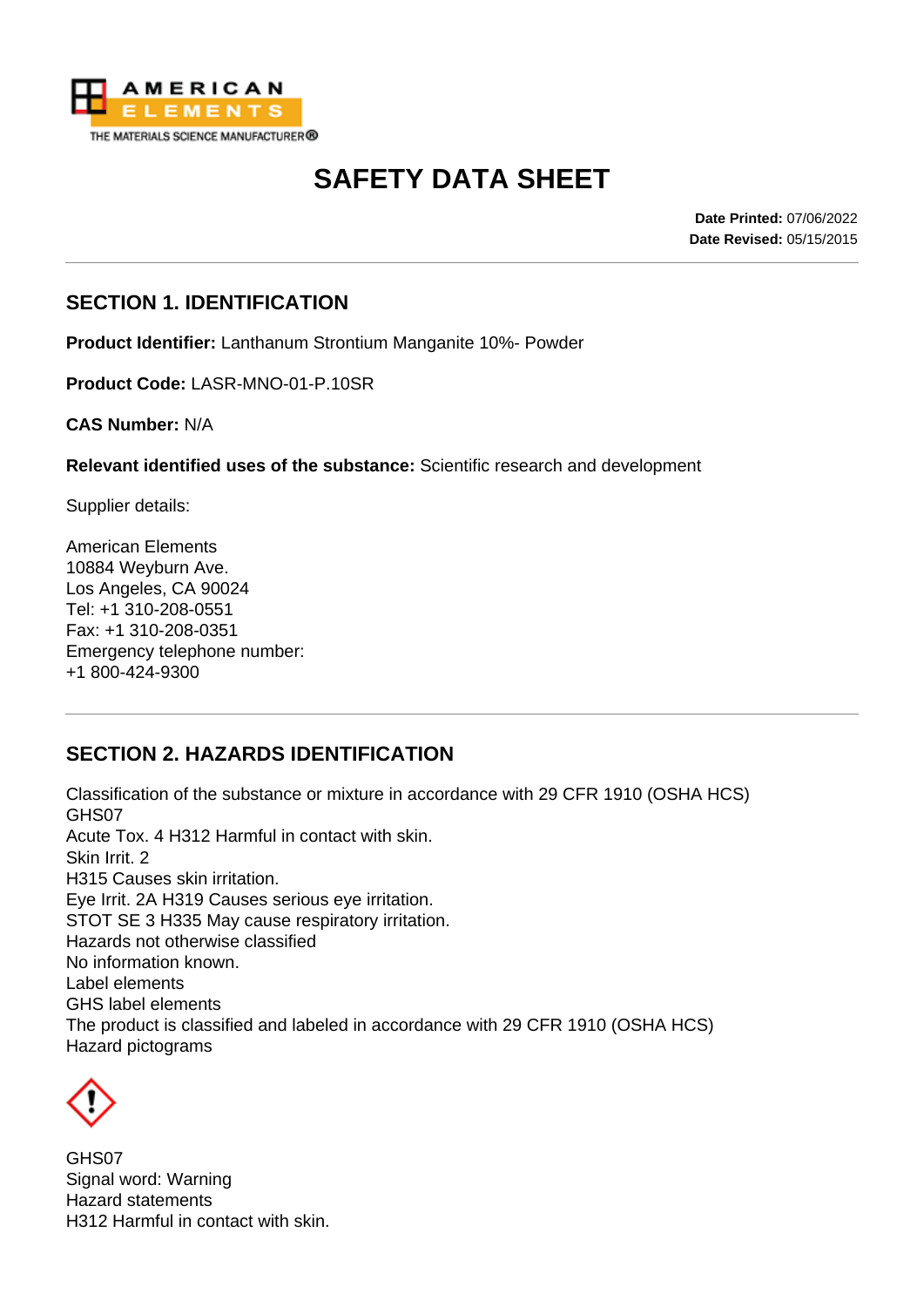AMERICAN ELEMENTS

THE MATERIALS SCIENCE MANUFACTURER®

# SAFETY DATA SHEET

**Date Printed:** 07/06/2022
**Date Revised:** 05/15/2015

## SECTION 1. IDENTIFICATION

**Product Identifier:** Lanthanum Strontium Manganite 10%- Powder

**Product Code:** LASR-MNO-01-P.10SR

**CAS Number:** N/A

**Relevant identified uses of the substance:** Scientific research and development

Supplier details:

American Elements
10884 Weyburn Ave.
Los Angeles, CA 90024
Tel: +1 310-208-0551
Fax: +1 310-208-0351
Emergency telephone number:
+1 800-424-9300

## SECTION 2. HAZARDS IDENTIFICATION

Classification of the substance or mixture in accordance with 29 CFR 1910 (OSHA HCS)
GHS07
Acute Tox. 4 H312 Harmful in contact with skin.
Skin Irrit. 2
H315 Causes skin irritation.
Eye Irrit. 2A H319 Causes serious eye irritation.
STOT SE 3 H335 May cause respiratory irritation.
Hazards not otherwise classified
No information known.
Label elements
GHS label elements
The product is classified and labeled in accordance with 29 CFR 1910 (OSHA HCS)
Hazard pictograms

GHS07
Signal word: Warning
Hazard statements
H312 Harmful in contact with skin.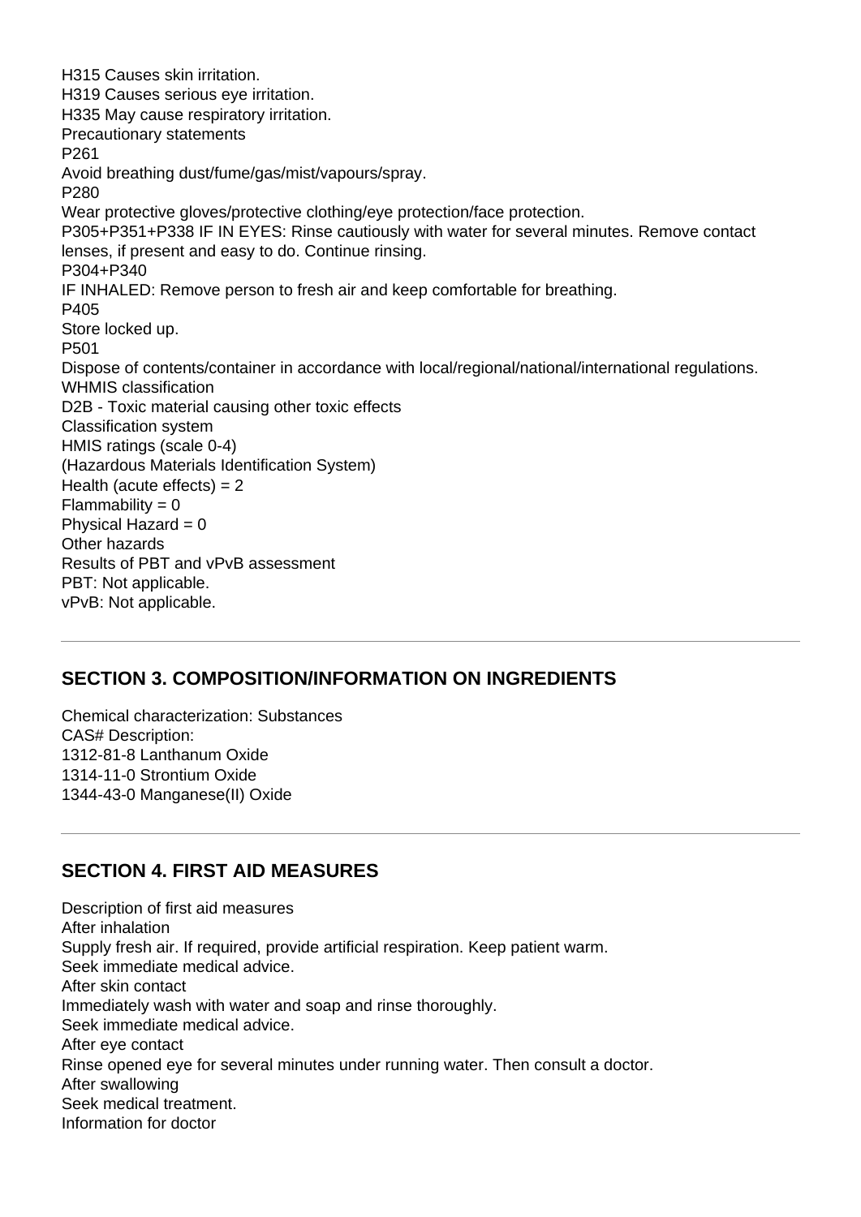H315 Causes skin irritation.
H319 Causes serious eye irritation.
H335 May cause respiratory irritation.
Precautionary statements
P261
Avoid breathing dust/fume/gas/mist/vapours/spray.
P280
Wear protective gloves/protective clothing/eye protection/face protection.
P305+P351+P338 IF IN EYES: Rinse cautiously with water for several minutes. Remove contact lenses, if present and easy to do. Continue rinsing.
P304+P340
IF INHALED: Remove person to fresh air and keep comfortable for breathing.
P405
Store locked up.
P501
Dispose of contents/container in accordance with local/regional/national/international regulations.
WHMIS classification
D2B - Toxic material causing other toxic effects
Classification system
HMIS ratings (scale 0-4)
(Hazardous Materials Identification System)
Health (acute effects) = 2
Flammability = 0
Physical Hazard = 0
Other hazards
Results of PBT and vPvB assessment
PBT: Not applicable.
vPvB: Not applicable.

---

## SECTION 3. COMPOSITION/INFORMATION ON INGREDIENTS

Chemical characterization: Substances
CAS# Description:
1312-81-8 Lanthanum Oxide
1314-11-0 Strontium Oxide
1344-43-0 Manganese(II) Oxide

---

## SECTION 4. FIRST AID MEASURES

Description of first aid measures
After inhalation
Supply fresh air. If required, provide artificial respiration. Keep patient warm.
Seek immediate medical advice.
After skin contact
Immediately wash with water and soap and rinse thoroughly.
Seek immediate medical advice.
After eye contact
Rinse opened eye for several minutes under running water. Then consult a doctor.
After swallowing
Seek medical treatment.
Information for doctor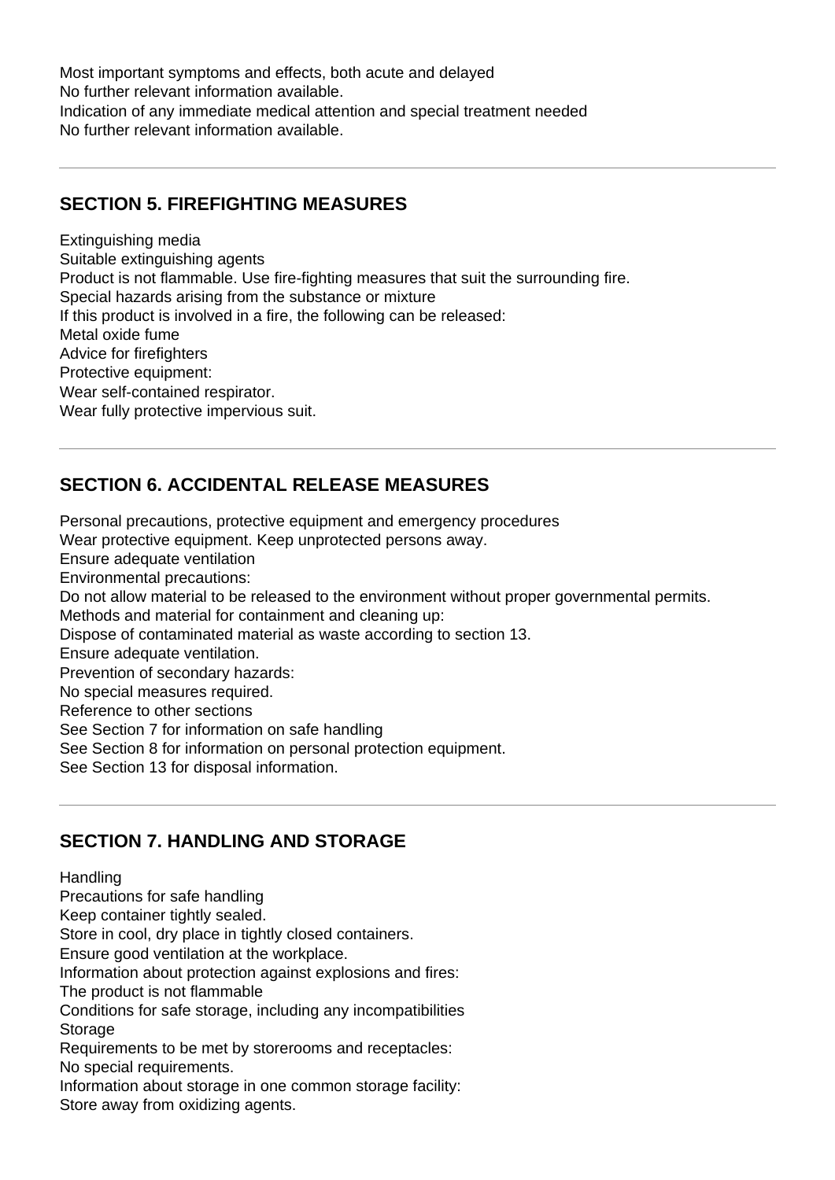Most important symptoms and effects, both acute and delayed
No further relevant information available.
Indication of any immediate medical attention and special treatment needed
No further relevant information available.

---

## SECTION 5. FIREFIGHTING MEASURES

Extinguishing media
Suitable extinguishing agents
Product is not flammable. Use fire-fighting measures that suit the surrounding fire.
Special hazards arising from the substance or mixture
If this product is involved in a fire, the following can be released:
Metal oxide fume
Advice for firefighters
Protective equipment:
Wear self-contained respirator.
Wear fully protective impervious suit.

---

## SECTION 6. ACCIDENTAL RELEASE MEASURES

Personal precautions, protective equipment and emergency procedures
Wear protective equipment. Keep unprotected persons away.
Ensure adequate ventilation
Environmental precautions:
Do not allow material to be released to the environment without proper governmental permits.
Methods and material for containment and cleaning up:
Dispose of contaminated material as waste according to section 13.
Ensure adequate ventilation.
Prevention of secondary hazards:
No special measures required.
Reference to other sections
See Section 7 for information on safe handling
See Section 8 for information on personal protection equipment.
See Section 13 for disposal information.

---

## SECTION 7. HANDLING AND STORAGE

Handling
Precautions for safe handling
Keep container tightly sealed.
Store in cool, dry place in tightly closed containers.
Ensure good ventilation at the workplace.
Information about protection against explosions and fires:
The product is not flammable
Conditions for safe storage, including any incompatibilities
Storage
Requirements to be met by storerooms and receptacles:
No special requirements.
Information about storage in one common storage facility:
Store away from oxidizing agents.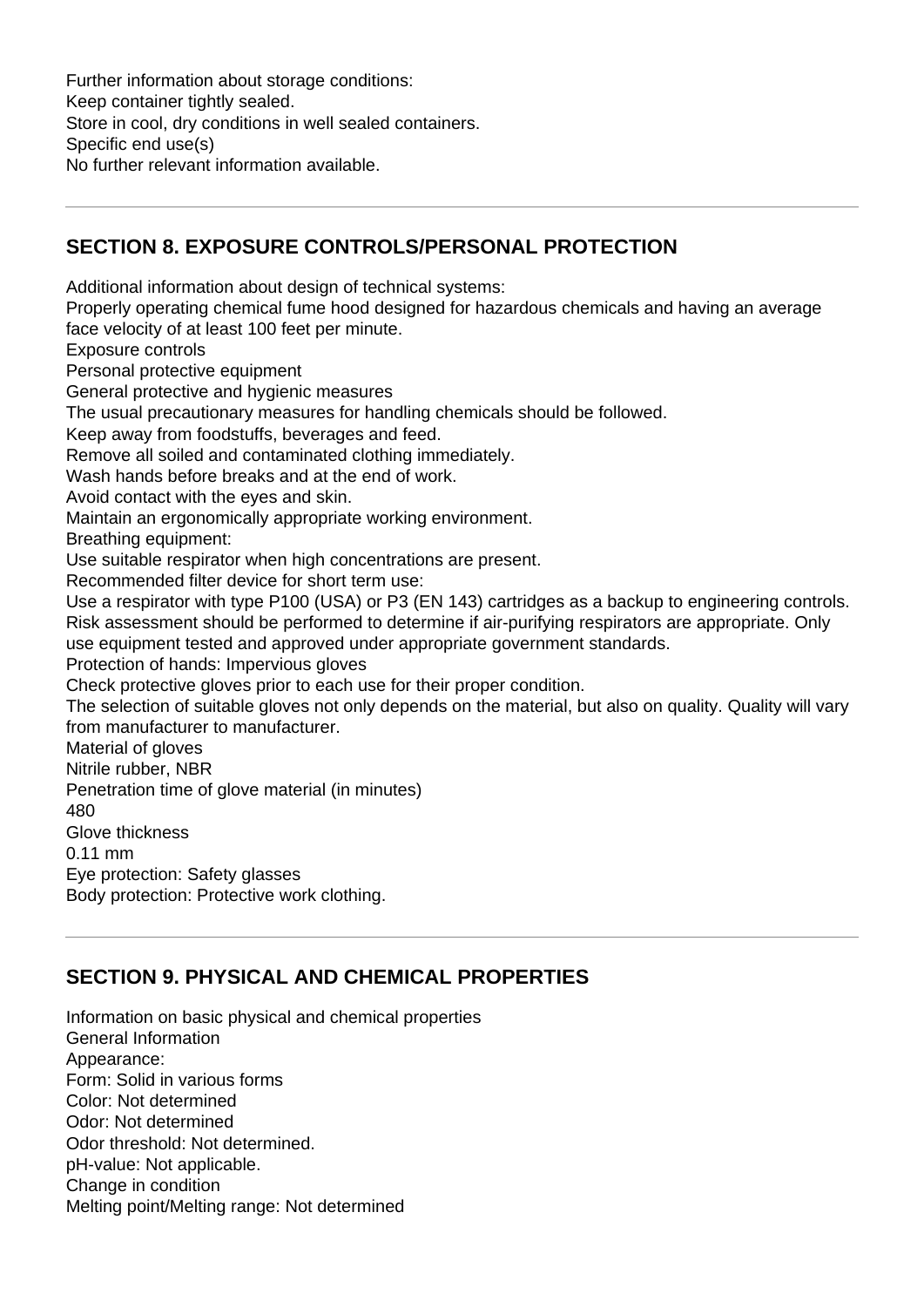Further information about storage conditions:
Keep container tightly sealed.
Store in cool, dry conditions in well sealed containers.
Specific end use(s)
No further relevant information available.

---

## SECTION 8. EXPOSURE CONTROLS/PERSONAL PROTECTION

Additional information about design of technical systems:
Properly operating chemical fume hood designed for hazardous chemicals and having an average face velocity of at least 100 feet per minute.
Exposure controls
Personal protective equipment
General protective and hygienic measures
The usual precautionary measures for handling chemicals should be followed.
Keep away from foodstuffs, beverages and feed.
Remove all soiled and contaminated clothing immediately.
Wash hands before breaks and at the end of work.
Avoid contact with the eyes and skin.
Maintain an ergonomically appropriate working environment.
Breathing equipment:
Use suitable respirator when high concentrations are present.
Recommended filter device for short term use:
Use a respirator with type P100 (USA) or P3 (EN 143) cartridges as a backup to engineering controls. Risk assessment should be performed to determine if air-purifying respirators are appropriate. Only use equipment tested and approved under appropriate government standards.
Protection of hands: Impervious gloves
Check protective gloves prior to each use for their proper condition.
The selection of suitable gloves not only depends on the material, but also on quality. Quality will vary from manufacturer to manufacturer.
Material of gloves
Nitrile rubber, NBR
Penetration time of glove material (in minutes)
480
Glove thickness
0.11 mm
Eye protection: Safety glasses
Body protection: Protective work clothing.

---

## SECTION 9. PHYSICAL AND CHEMICAL PROPERTIES

Information on basic physical and chemical properties
General Information
Appearance:
Form: Solid in various forms
Color: Not determined
Odor: Not determined
Odor threshold: Not determined.
pH-value: Not applicable.
Change in condition
Melting point/Melting range: Not determined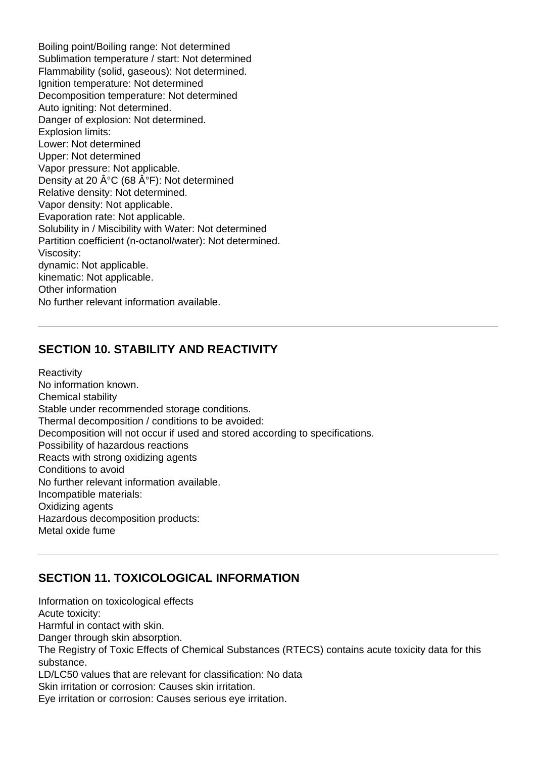Boiling point/Boiling range: Not determined
Sublimation temperature / start: Not determined
Flammability (solid, gaseous): Not determined.
Ignition temperature: Not determined
Decomposition temperature: Not determined
Auto igniting: Not determined.
Danger of explosion: Not determined.
Explosion limits:
Lower: Not determined
Upper: Not determined
Vapor pressure: Not applicable.
Density at 20 Â°C (68 Â°F): Not determined
Relative density: Not determined.
Vapor density: Not applicable.
Evaporation rate: Not applicable.
Solubility in / Miscibility with Water: Not determined
Partition coefficient (n-octanol/water): Not determined.
Viscosity:
dynamic: Not applicable.
kinematic: Not applicable.
Other information
No further relevant information available.

---

## SECTION 10. STABILITY AND REACTIVITY

Reactivity
No information known.
Chemical stability
Stable under recommended storage conditions.
Thermal decomposition / conditions to be avoided:
Decomposition will not occur if used and stored according to specifications.
Possibility of hazardous reactions
Reacts with strong oxidizing agents
Conditions to avoid
No further relevant information available.
Incompatible materials:
Oxidizing agents
Hazardous decomposition products:
Metal oxide fume

---

## SECTION 11. TOXICOLOGICAL INFORMATION

Information on toxicological effects
Acute toxicity:
Harmful in contact with skin.
Danger through skin absorption.
The Registry of Toxic Effects of Chemical Substances (RTECS) contains acute toxicity data for this substance.
LD/LC50 values that are relevant for classification: No data
Skin irritation or corrosion: Causes skin irritation.
Eye irritation or corrosion: Causes serious eye irritation.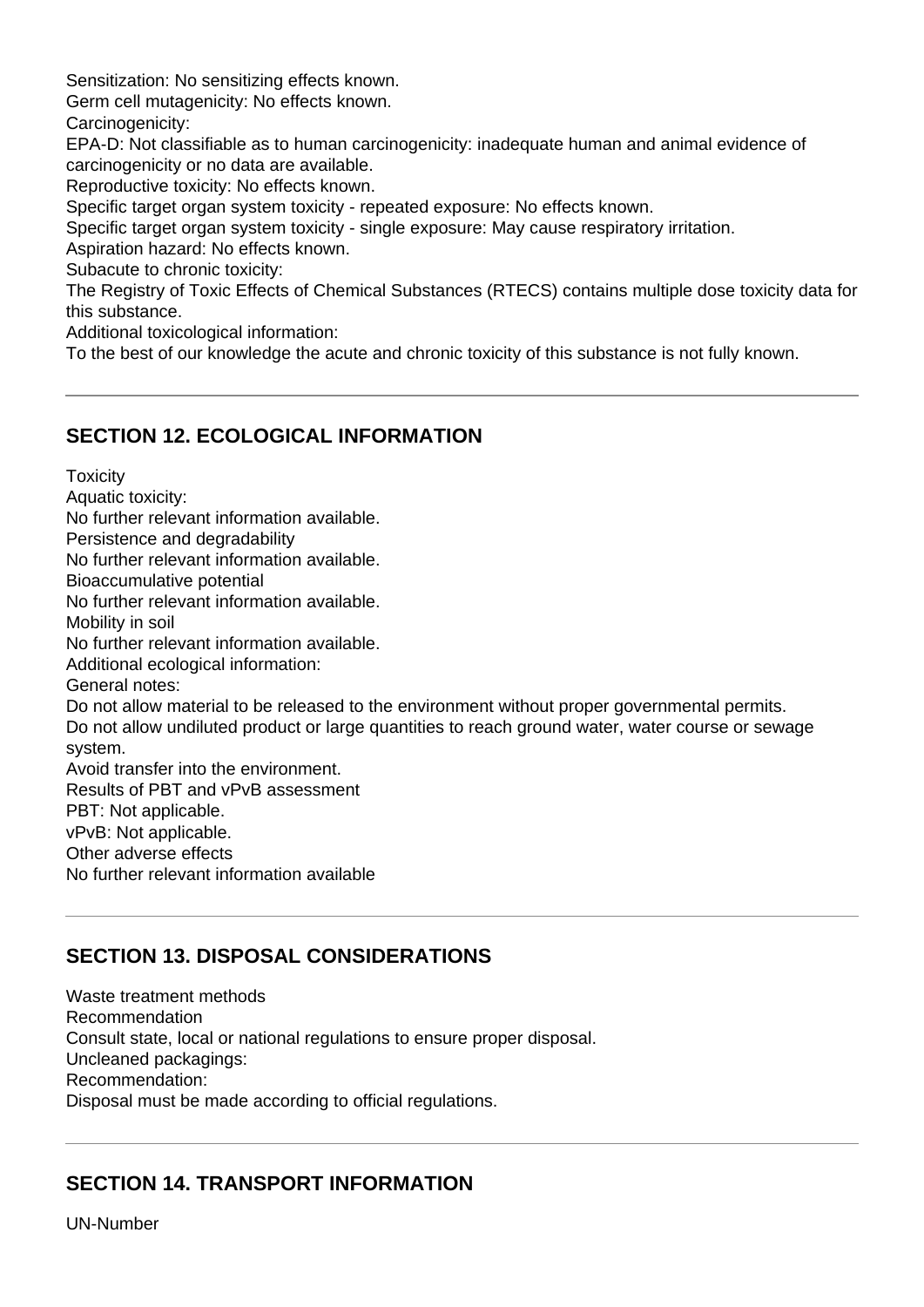Sensitization: No sensitizing effects known.
Germ cell mutagenicity: No effects known.
Carcinogenicity:
EPA-D: Not classifiable as to human carcinogenicity: inadequate human and animal evidence of carcinogenicity or no data are available.
Reproductive toxicity: No effects known.
Specific target organ system toxicity - repeated exposure: No effects known.
Specific target organ system toxicity - single exposure: May cause respiratory irritation.
Aspiration hazard: No effects known.
Subacute to chronic toxicity:
The Registry of Toxic Effects of Chemical Substances (RTECS) contains multiple dose toxicity data for this substance.
Additional toxicological information:
To the best of our knowledge the acute and chronic toxicity of this substance is not fully known.

---

## SECTION 12. ECOLOGICAL INFORMATION

Toxicity
Aquatic toxicity:
No further relevant information available.
Persistence and degradability
No further relevant information available.
Bioaccumulative potential
No further relevant information available.
Mobility in soil
No further relevant information available.
Additional ecological information:
General notes:
Do not allow material to be released to the environment without proper governmental permits.
Do not allow undiluted product or large quantities to reach ground water, water course or sewage system.
Avoid transfer into the environment.
Results of PBT and vPvB assessment
PBT: Not applicable.
vPvB: Not applicable.
Other adverse effects
No further relevant information available

---

## SECTION 13. DISPOSAL CONSIDERATIONS

Waste treatment methods
Recommendation
Consult state, local or national regulations to ensure proper disposal.
Uncleaned packagings:
Recommendation:
Disposal must be made according to official regulations.

---

## SECTION 14. TRANSPORT INFORMATION

UN-Number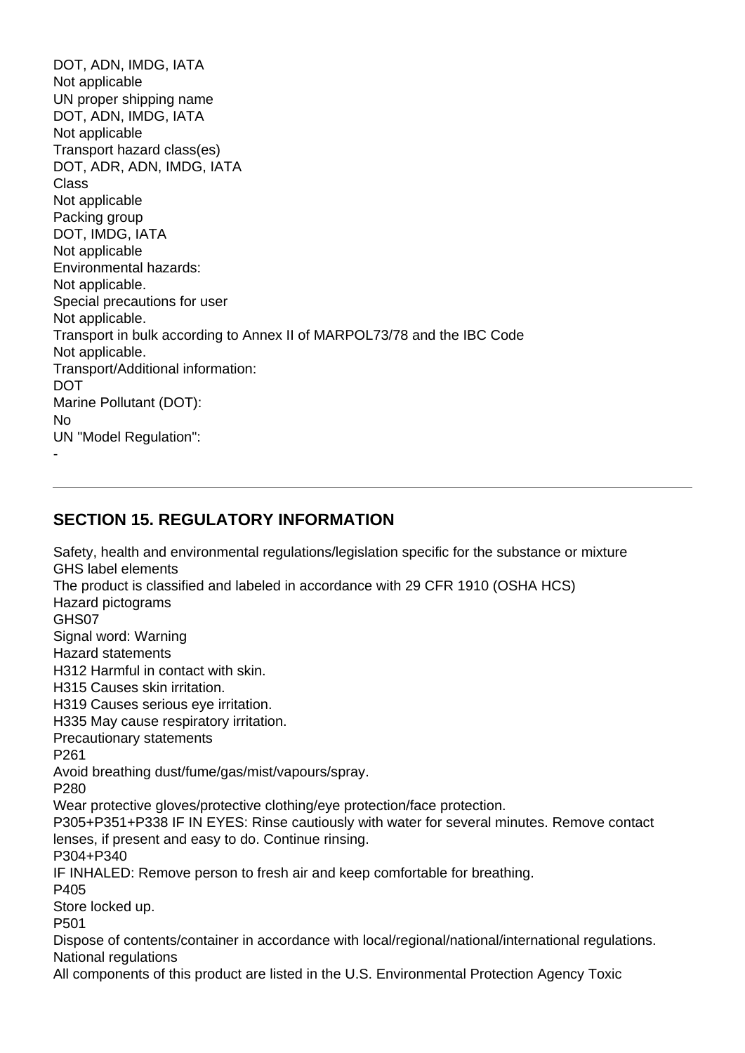DOT, ADN, IMDG, IATA
Not applicable
UN proper shipping name
DOT, ADN, IMDG, IATA
Not applicable
Transport hazard class(es)
DOT, ADR, ADN, IMDG, IATA
Class
Not applicable
Packing group
DOT, IMDG, IATA
Not applicable
Environmental hazards:
Not applicable.
Special precautions for user
Not applicable.
Transport in bulk according to Annex II of MARPOL73/78 and the IBC Code
Not applicable.
Transport/Additional information:
DOT
Marine Pollutant (DOT):
No
UN "Model Regulation":
-

---

## SECTION 15. REGULATORY INFORMATION

Safety, health and environmental regulations/legislation specific for the substance or mixture
GHS label elements
The product is classified and labeled in accordance with 29 CFR 1910 (OSHA HCS)
Hazard pictograms
GHS07
Signal word: Warning
Hazard statements
H312 Harmful in contact with skin.
H315 Causes skin irritation.
H319 Causes serious eye irritation.
H335 May cause respiratory irritation.
Precautionary statements
P261
Avoid breathing dust/fume/gas/mist/vapours/spray.
P280
Wear protective gloves/protective clothing/eye protection/face protection.
P305+P351+P338 IF IN EYES: Rinse cautiously with water for several minutes. Remove contact lenses, if present and easy to do. Continue rinsing.
P304+P340
IF INHALED: Remove person to fresh air and keep comfortable for breathing.
P405
Store locked up.
P501
Dispose of contents/container in accordance with local/regional/national/international regulations.
National regulations
All components of this product are listed in the U.S. Environmental Protection Agency Toxic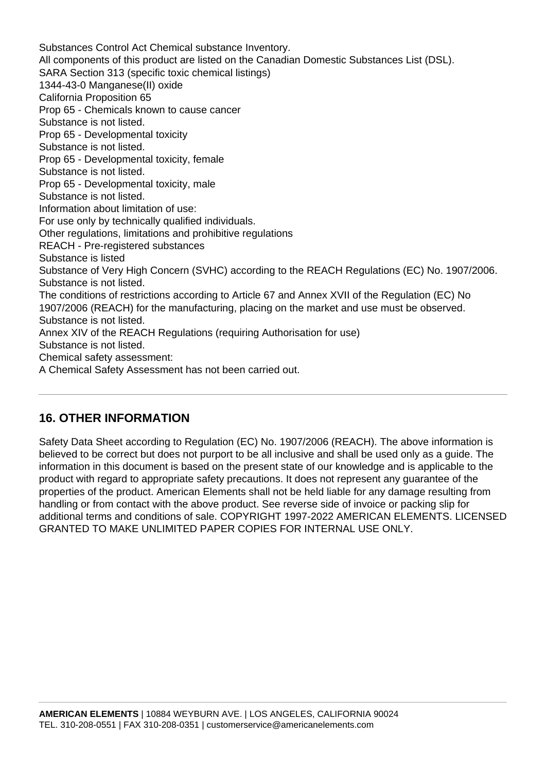Substances Control Act Chemical substance Inventory.
All components of this product are listed on the Canadian Domestic Substances List (DSL).
SARA Section 313 (specific toxic chemical listings)
1344-43-0 Manganese(II) oxide
California Proposition 65
Prop 65 - Chemicals known to cause cancer
Substance is not listed.
Prop 65 - Developmental toxicity
Substance is not listed.
Prop 65 - Developmental toxicity, female
Substance is not listed.
Prop 65 - Developmental toxicity, male
Substance is not listed.
Information about limitation of use:
For use only by technically qualified individuals.
Other regulations, limitations and prohibitive regulations
REACH - Pre-registered substances
Substance is listed
Substance of Very High Concern (SVHC) according to the REACH Regulations (EC) No. 1907/2006.
Substance is not listed.
The conditions of restrictions according to Article 67 and Annex XVII of the Regulation (EC) No 1907/2006 (REACH) for the manufacturing, placing on the market and use must be observed.
Substance is not listed.
Annex XIV of the REACH Regulations (requiring Authorisation for use)
Substance is not listed.
Chemical safety assessment:
A Chemical Safety Assessment has not been carried out.

## 16. OTHER INFORMATION

Safety Data Sheet according to Regulation (EC) No. 1907/2006 (REACH). The above information is believed to be correct but does not purport to be all inclusive and shall be used only as a guide. The information in this document is based on the present state of our knowledge and is applicable to the product with regard to appropriate safety precautions. It does not represent any guarantee of the properties of the product. American Elements shall not be held liable for any damage resulting from handling or from contact with the above product. See reverse side of invoice or packing slip for additional terms and conditions of sale. COPYRIGHT 1997-2022 AMERICAN ELEMENTS. LICENSED GRANTED TO MAKE UNLIMITED PAPER COPIES FOR INTERNAL USE ONLY.